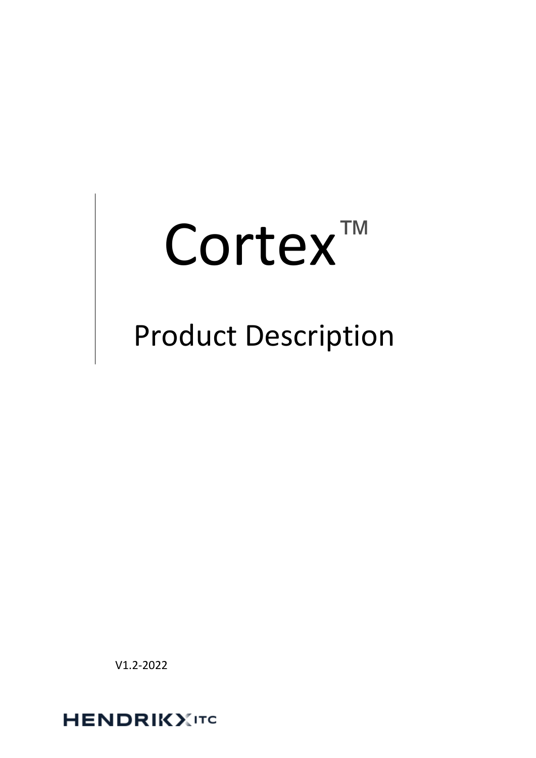# Cortex™

## Product Description

V1.2-2022

HENDRIKX ITC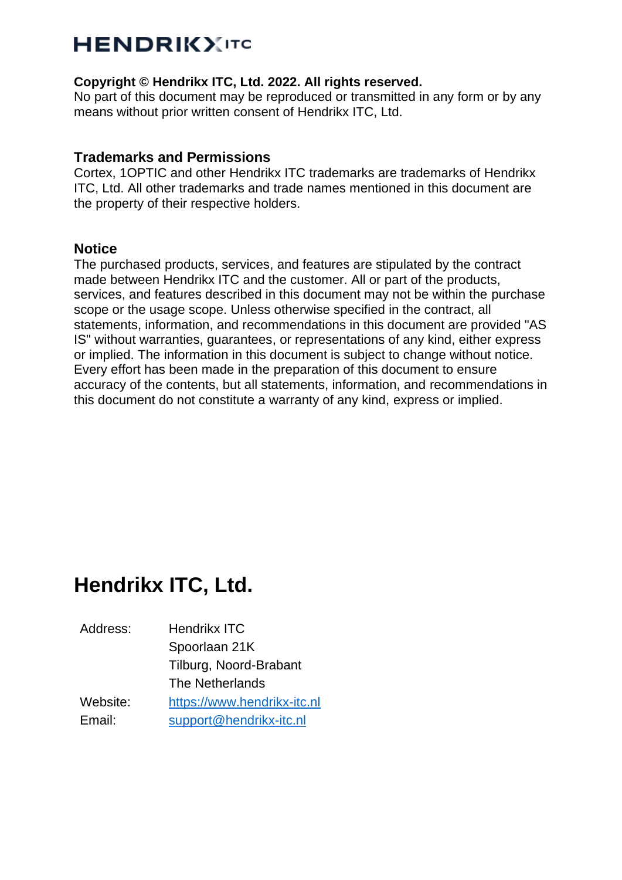HENDRIKX ITC

**Copyright © Hendrikx ITC, Ltd. 2022. All rights reserved.**

No part of this document may be reproduced or transmitted in any form or by any means without prior written consent of Hendrikx ITC, Ltd.

### Trademarks and Permissions

Cortex, 1OPTIC and other Hendrikx ITC trademarks are trademarks of Hendrikx ITC, Ltd. All other trademarks and trade names mentioned in this document are the property of their respective holders.

### Notice

The purchased products, services, and features are stipulated by the contract made between Hendrikx ITC and the customer. All or part of the products, services, and features described in this document may not be within the purchase scope or the usage scope. Unless otherwise specified in the contract, all statements, information, and recommendations in this document are provided "AS IS" without warranties, guarantees, or representations of any kind, either express or implied. The information in this document is subject to change without notice. Every effort has been made in the preparation of this document to ensure accuracy of the contents, but all statements, information, and recommendations in this document do not constitute a warranty of any kind, express or implied.

## Hendrikx ITC, Ltd.

| | |
|---|---|
| Address: | Hendrikx ITC |
| | Spoorlaan 21K |
| | Tilburg, Noord-Brabant |
| | The Netherlands |
| Website: | https://www.hendrikx-itc.nl |
| Email: | support@hendrikx-itc.nl |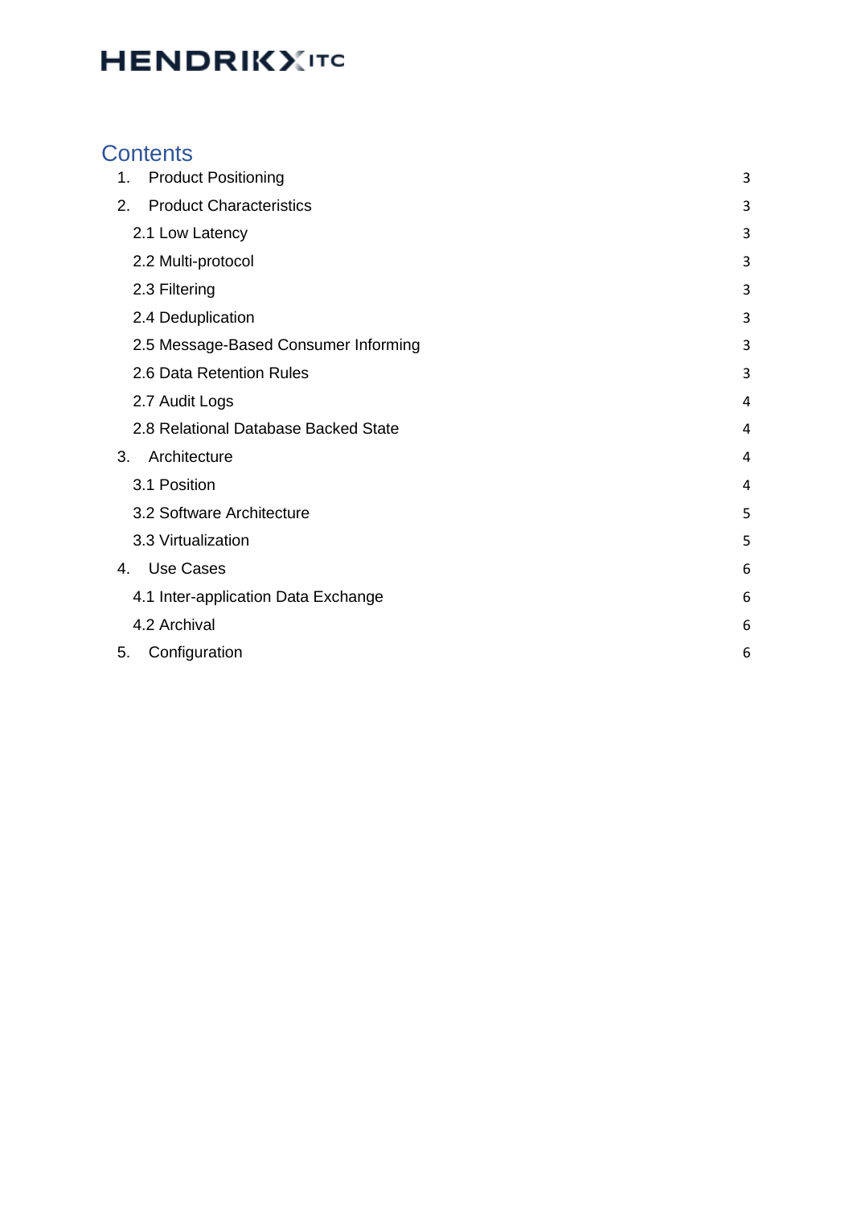# Contents

1. Product Positioning 3
2. Product Characteristics 3
   - 2.1 Low Latency 3
   - 2.2 Multi-protocol 3
   - 2.3 Filtering 3
   - 2.4 Deduplication 3
   - 2.5 Message-Based Consumer Informing 3
   - 2.6 Data Retention Rules 3
   - 2.7 Audit Logs 4
   - 2.8 Relational Database Backed State 4
3. Architecture 4
   - 3.1 Position 4
   - 3.2 Software Architecture 5
   - 3.3 Virtualization 5
4. Use Cases 6
   - 4.1 Inter-application Data Exchange 6
   - 4.2 Archival 6
5. Configuration 6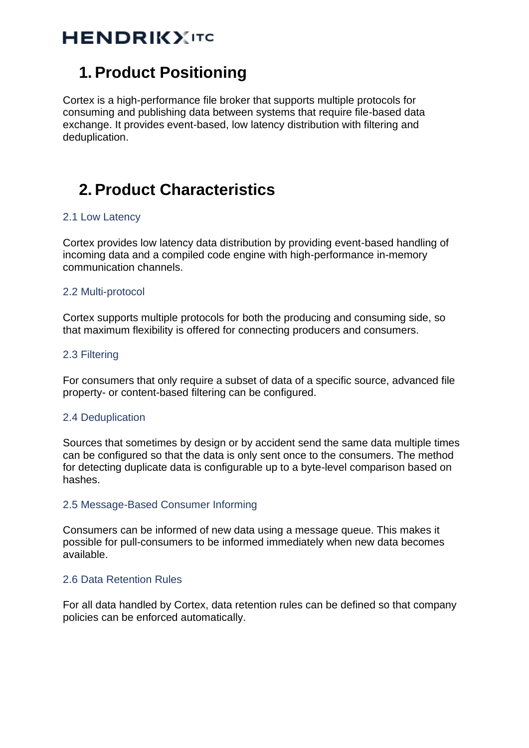# 1. Product Positioning

Cortex is a high-performance file broker that supports multiple protocols for consuming and publishing data between systems that require file-based data exchange. It provides event-based, low latency distribution with filtering and deduplication.

# 2. Product Characteristics

## 2.1 Low Latency

Cortex provides low latency data distribution by providing event-based handling of incoming data and a compiled code engine with high-performance in-memory communication channels.

## 2.2 Multi-protocol

Cortex supports multiple protocols for both the producing and consuming side, so that maximum flexibility is offered for connecting producers and consumers.

## 2.3 Filtering

For consumers that only require a subset of data of a specific source, advanced file property- or content-based filtering can be configured.

## 2.4 Deduplication

Sources that sometimes by design or by accident send the same data multiple times can be configured so that the data is only sent once to the consumers. The method for detecting duplicate data is configurable up to a byte-level comparison based on hashes.

## 2.5 Message-Based Consumer Informing

Consumers can be informed of new data using a message queue. This makes it possible for pull-consumers to be informed immediately when new data becomes available.

## 2.6 Data Retention Rules

For all data handled by Cortex, data retention rules can be defined so that company policies can be enforced automatically.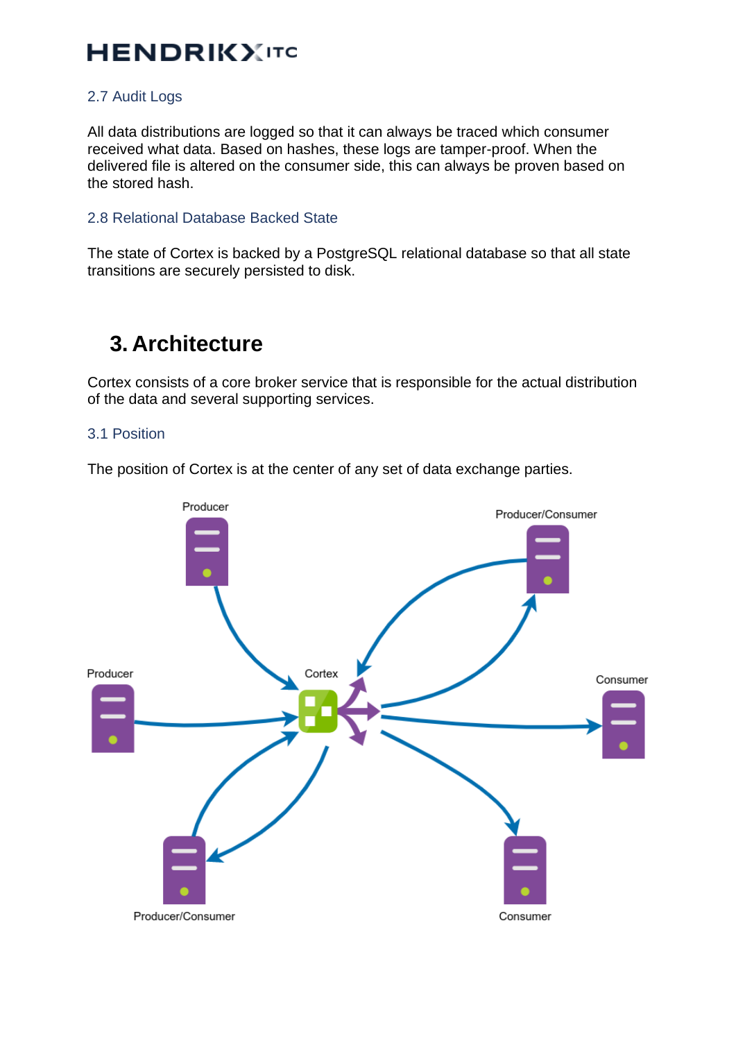### 2.7 Audit Logs

All data distributions are logged so that it can always be traced which consumer received what data. Based on hashes, these logs are tamper-proof. When the delivered file is altered on the consumer side, this can always be proven based on the stored hash.

### 2.8 Relational Database Backed State

The state of Cortex is backed by a PostgreSQL relational database so that all state transitions are securely persisted to disk.

## 3. Architecture

Cortex consists of a core broker service that is responsible for the actual distribution of the data and several supporting services.

### 3.1 Position

The position of Cortex is at the center of any set of data exchange parties.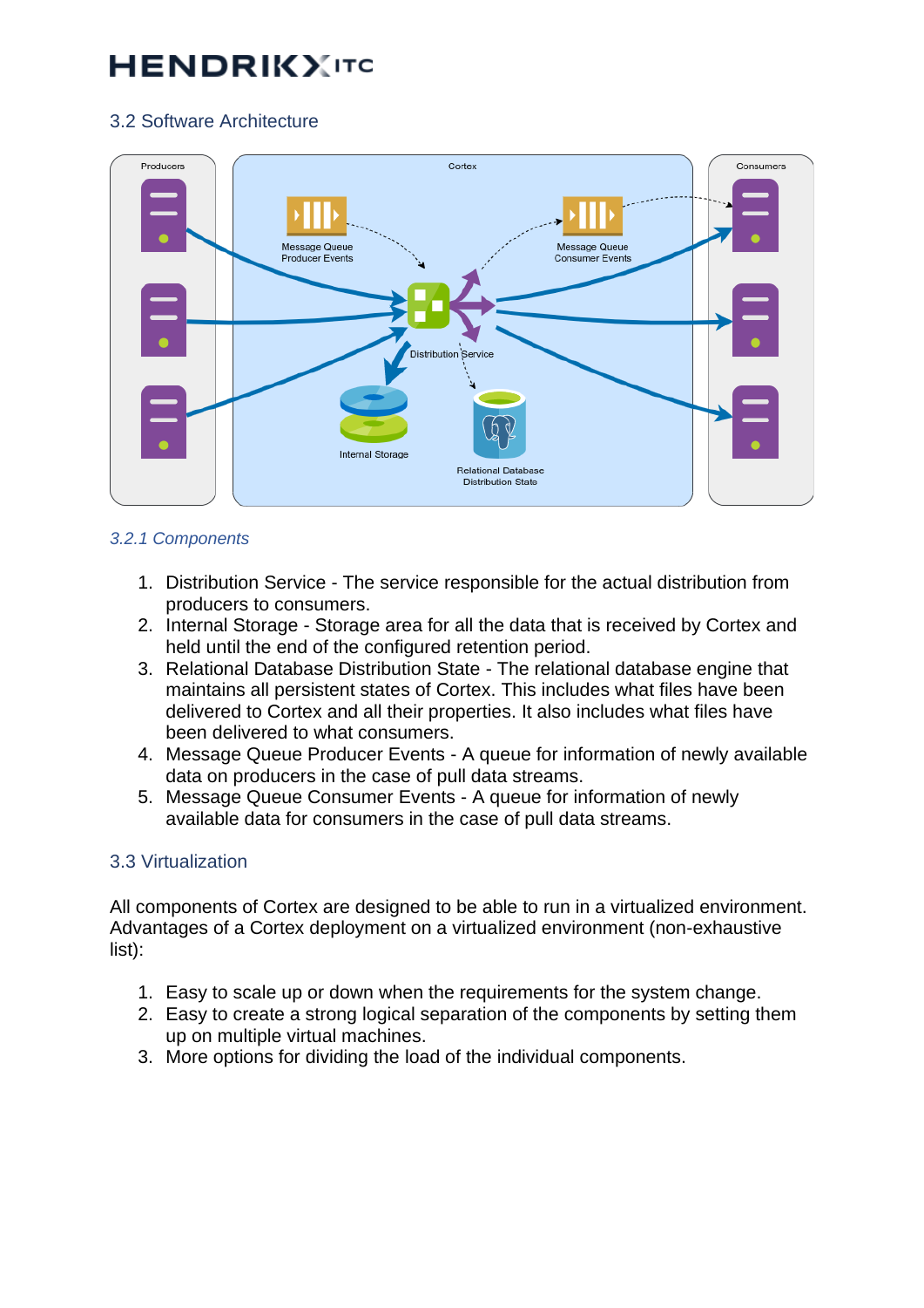## 3.2 Software Architecture

### 3.2.1 Components

1. Distribution Service - The service responsible for the actual distribution from producers to consumers.
2. Internal Storage - Storage area for all the data that is received by Cortex and held until the end of the configured retention period.
3. Relational Database Distribution State - The relational database engine that maintains all persistent states of Cortex. This includes what files have been delivered to Cortex and all their properties. It also includes what files have been delivered to what consumers.
4. Message Queue Producer Events - A queue for information of newly available data on producers in the case of pull data streams.
5. Message Queue Consumer Events - A queue for information of newly available data for consumers in the case of pull data streams.

## 3.3 Virtualization

All components of Cortex are designed to be able to run in a virtualized environment. Advantages of a Cortex deployment on a virtualized environment (non-exhaustive list):

1. Easy to scale up or down when the requirements for the system change.
2. Easy to create a strong logical separation of the components by setting them up on multiple virtual machines.
3. More options for dividing the load of the individual components.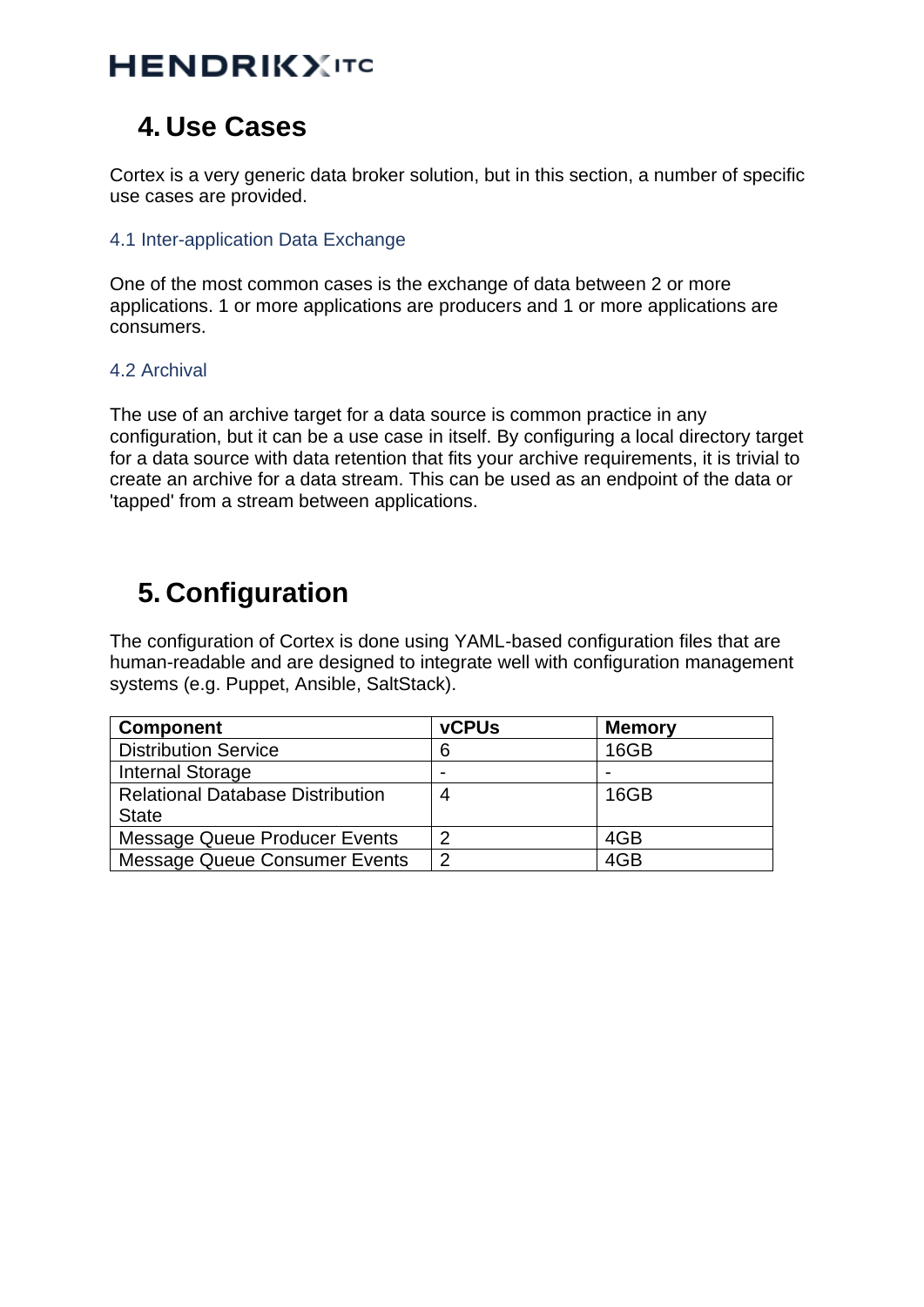# 4. Use Cases

Cortex is a very generic data broker solution, but in this section, a number of specific use cases are provided.

### 4.1 Inter-application Data Exchange

One of the most common cases is the exchange of data between 2 or more applications. 1 or more applications are producers and 1 or more applications are consumers.

### 4.2 Archival

The use of an archive target for a data source is common practice in any configuration, but it can be a use case in itself. By configuring a local directory target for a data source with data retention that fits your archive requirements, it is trivial to create an archive for a data stream. This can be used as an endpoint of the data or 'tapped' from a stream between applications.

# 5. Configuration

The configuration of Cortex is done using YAML-based configuration files that are human-readable and are designed to integrate well with configuration management systems (e.g. Puppet, Ansible, SaltStack).

| Component | vCPUs | Memory |
|---|---|---|
| Distribution Service | 6 | 16GB |
| Internal Storage | - | - |
| Relational Database Distribution State | 4 | 16GB |
| Message Queue Producer Events | 2 | 4GB |
| Message Queue Consumer Events | 2 | 4GB |